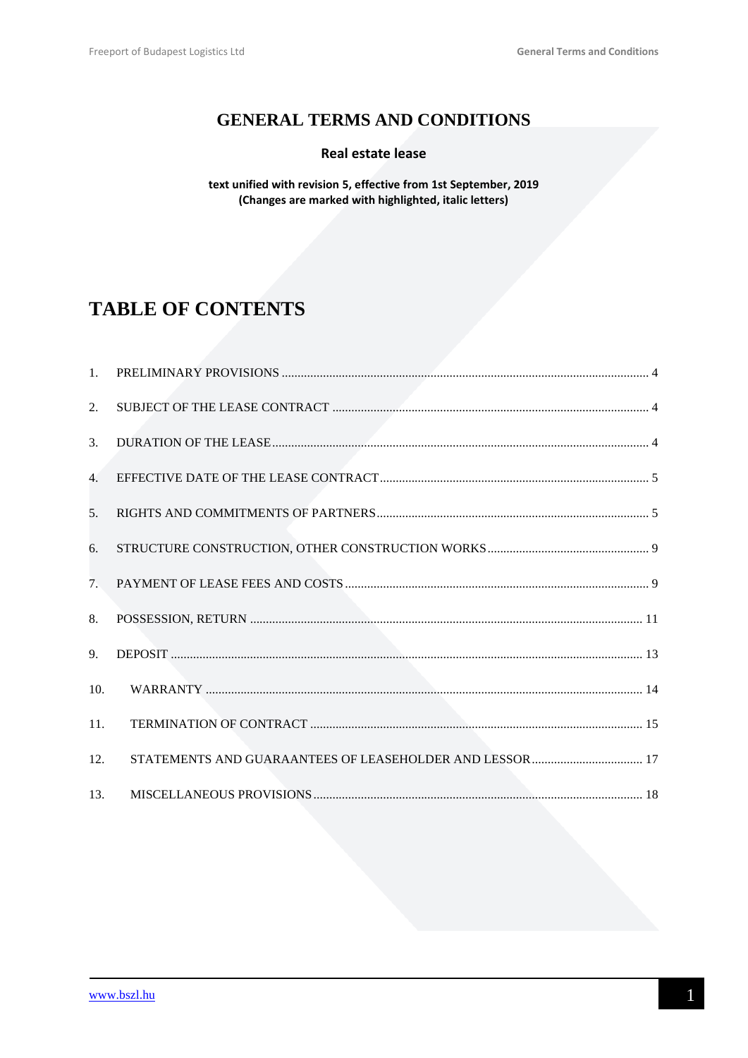# GENERAL TERMS AND CONDITIONS

## Real estate lease

**text unified with revision 5, effective from 1st September, 2019**
**(Changes are marked with highlighted, italic letters)**

# TABLE OF CONTENTS

1. PRELIMINARY PROVISIONS .................... 4
2. SUBJECT OF THE LEASE CONTRACT .................... 4
3. DURATION OF THE LEASE .................... 4
4. EFFECTIVE DATE OF THE LEASE CONTRACT .................... 5
5. RIGHTS AND COMMITMENTS OF PARTNERS .................... 5
6. STRUCTURE CONSTRUCTION, OTHER CONSTRUCTION WORKS .................... 9
7. PAYMENT OF LEASE FEES AND COSTS .................... 9
8. POSSESSION, RETURN .................... 11
9. DEPOSIT .................... 13
10. WARRANTY .................... 14
11. TERMINATION OF CONTRACT .................... 15
12. STATEMENTS AND GUARAANTEES OF LEASEHOLDER AND LESSOR .................... 17
13. MISCELLANEOUS PROVISIONS .................... 18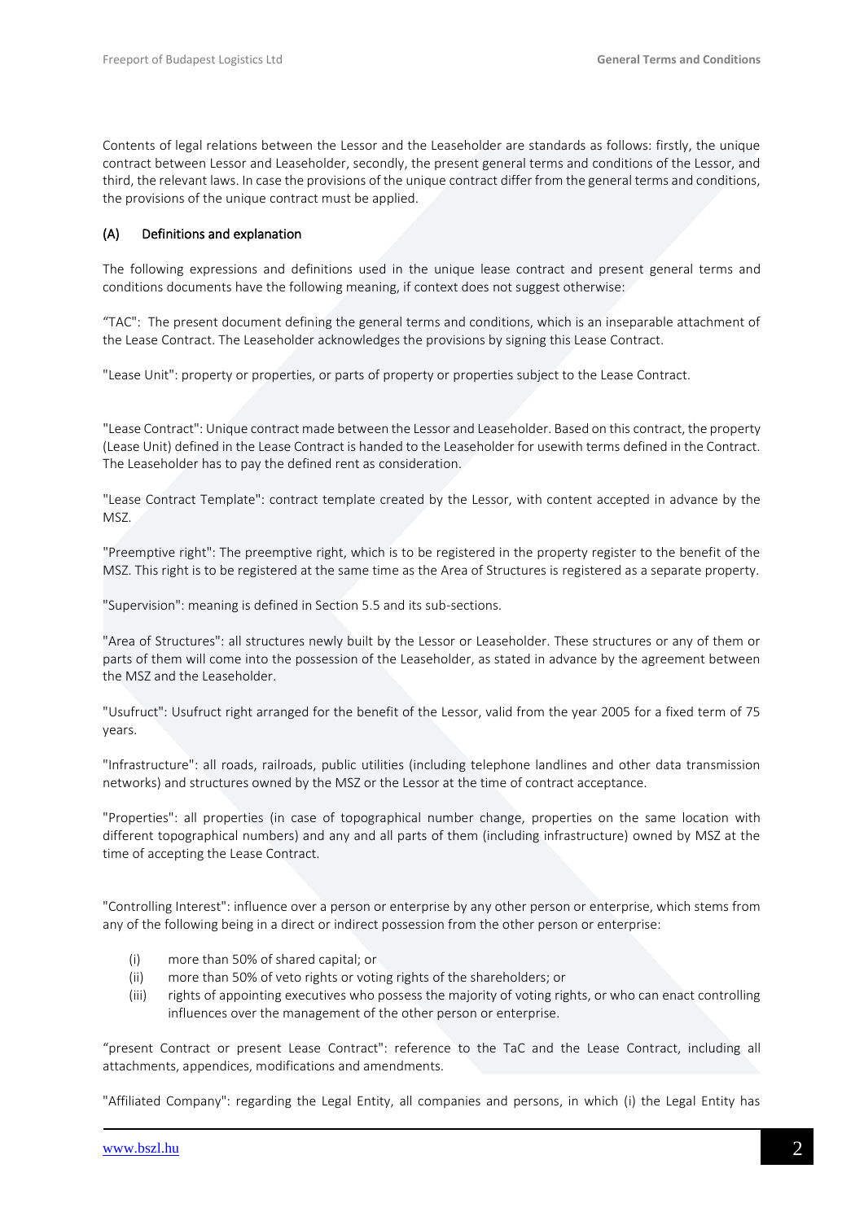Contents of legal relations between the Lessor and the Leaseholder are standards as follows: firstly, the unique contract between Lessor and Leaseholder, secondly, the present general terms and conditions of the Lessor, and third, the relevant laws. In case the provisions of the unique contract differ from the general terms and conditions, the provisions of the unique contract must be applied.

### (A) Definitions and explanation

The following expressions and definitions used in the unique lease contract and present general terms and conditions documents have the following meaning, if context does not suggest otherwise:

"TAC": The present document defining the general terms and conditions, which is an inseparable attachment of the Lease Contract. The Leaseholder acknowledges the provisions by signing this Lease Contract.

"Lease Unit": property or properties, or parts of property or properties subject to the Lease Contract.

"Lease Contract": Unique contract made between the Lessor and Leaseholder. Based on this contract, the property (Lease Unit) defined in the Lease Contract is handed to the Leaseholder for usewith terms defined in the Contract. The Leaseholder has to pay the defined rent as consideration.

"Lease Contract Template": contract template created by the Lessor, with content accepted in advance by the MSZ.

"Preemptive right": The preemptive right, which is to be registered in the property register to the benefit of the MSZ. This right is to be registered at the same time as the Area of Structures is registered as a separate property.

"Supervision": meaning is defined in Section 5.5 and its sub-sections.

"Area of Structures": all structures newly built by the Lessor or Leaseholder. These structures or any of them or parts of them will come into the possession of the Leaseholder, as stated in advance by the agreement between the MSZ and the Leaseholder.

"Usufruct": Usufruct right arranged for the benefit of the Lessor, valid from the year 2005 for a fixed term of 75 years.

"Infrastructure": all roads, railroads, public utilities (including telephone landlines and other data transmission networks) and structures owned by the MSZ or the Lessor at the time of contract acceptance.

"Properties": all properties (in case of topographical number change, properties on the same location with different topographical numbers) and any and all parts of them (including infrastructure) owned by MSZ at the time of accepting the Lease Contract.

"Controlling Interest": influence over a person or enterprise by any other person or enterprise, which stems from any of the following being in a direct or indirect possession from the other person or enterprise:

- (i) more than 50% of shared capital; or
- (ii) more than 50% of veto rights or voting rights of the shareholders; or
- (iii) rights of appointing executives who possess the majority of voting rights, or who can enact controlling influences over the management of the other person or enterprise.

"present Contract or present Lease Contract": reference to the TaC and the Lease Contract, including all attachments, appendices, modifications and amendments.

"Affiliated Company": regarding the Legal Entity, all companies and persons, in which (i) the Legal Entity has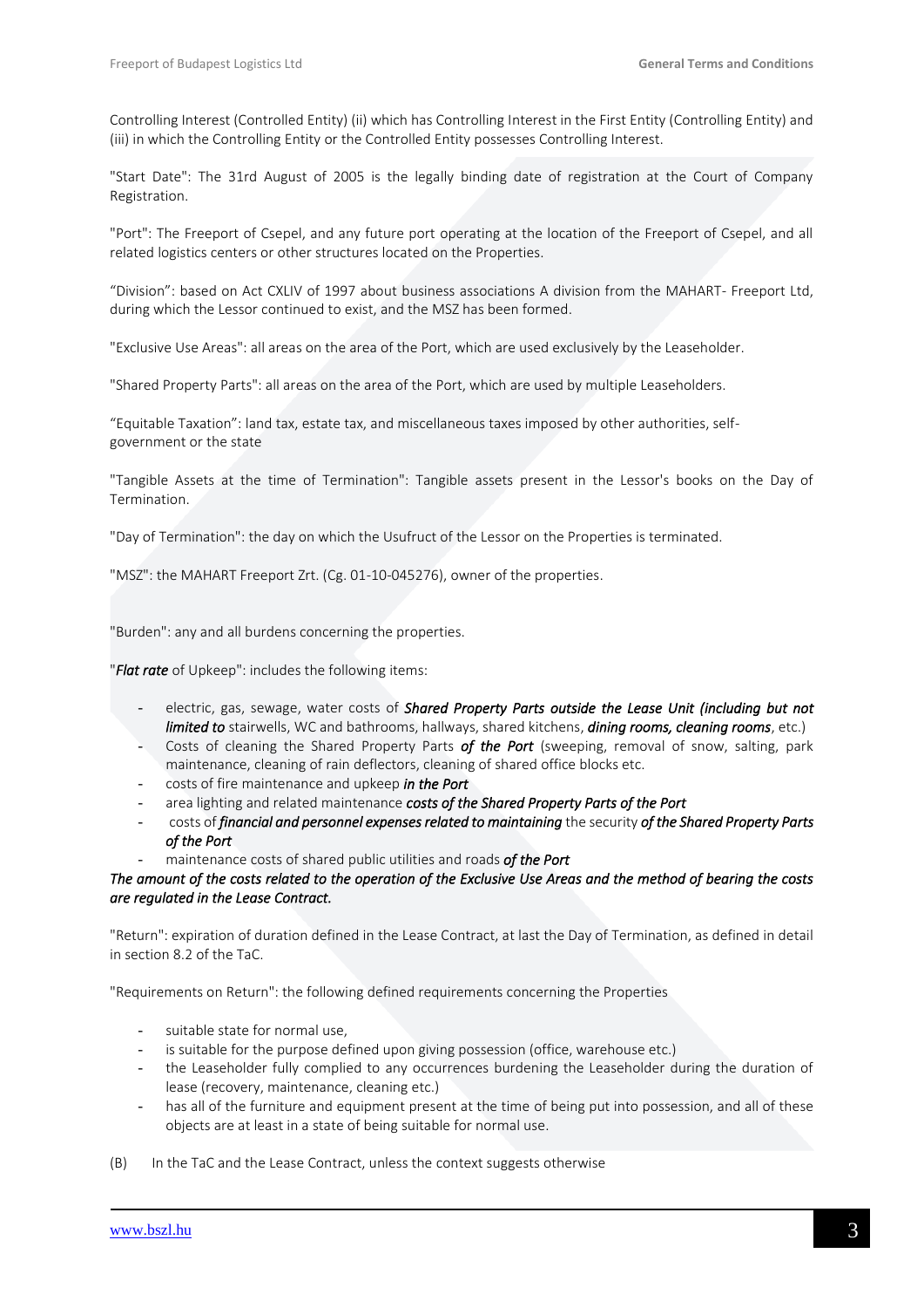Controlling Interest (Controlled Entity) (ii) which has Controlling Interest in the First Entity (Controlling Entity) and (iii) in which the Controlling Entity or the Controlled Entity possesses Controlling Interest.

"Start Date": The 31rd August of 2005 is the legally binding date of registration at the Court of Company Registration.

"Port": The Freeport of Csepel, and any future port operating at the location of the Freeport of Csepel, and all related logistics centers or other structures located on the Properties.

"Division": based on Act CXLIV of 1997 about business associations A division from the MAHART- Freeport Ltd, during which the Lessor continued to exist, and the MSZ has been formed.

"Exclusive Use Areas": all areas on the area of the Port, which are used exclusively by the Leaseholder.

"Shared Property Parts": all areas on the area of the Port, which are used by multiple Leaseholders.

"Equitable Taxation": land tax, estate tax, and miscellaneous taxes imposed by other authorities, self-government or the state

"Tangible Assets at the time of Termination": Tangible assets present in the Lessor's books on the Day of Termination.

"Day of Termination": the day on which the Usufruct of the Lessor on the Properties is terminated.

"MSZ": the MAHART Freeport Zrt. (Cg. 01-10-045276), owner of the properties.

"Burden": any and all burdens concerning the properties.

"***Flat rate*** of Upkeep": includes the following items:

- electric, gas, sewage, water costs of ***Shared Property Parts outside the Lease Unit (including but not limited to*** stairwells, WC and bathrooms, hallways, shared kitchens, ***dining rooms, cleaning rooms***, etc.)
- Costs of cleaning the Shared Property Parts ***of the Port*** (sweeping, removal of snow, salting, park maintenance, cleaning of rain deflectors, cleaning of shared office blocks etc.
- costs of fire maintenance and upkeep ***in the Port***
- area lighting and related maintenance ***costs of the Shared Property Parts of the Port***
- costs of ***financial and personnel expenses related to maintaining*** the security ***of the Shared Property Parts of the Port***
- maintenance costs of shared public utilities and roads ***of the Port***

***The amount of the costs related to the operation of the Exclusive Use Areas and the method of bearing the costs are regulated in the Lease Contract.***

"Return": expiration of duration defined in the Lease Contract, at last the Day of Termination, as defined in detail in section 8.2 of the TaC.

"Requirements on Return": the following defined requirements concerning the Properties

- suitable state for normal use,
- is suitable for the purpose defined upon giving possession (office, warehouse etc.)
- the Leaseholder fully complied to any occurrences burdening the Leaseholder during the duration of lease (recovery, maintenance, cleaning etc.)
- has all of the furniture and equipment present at the time of being put into possession, and all of these objects are at least in a state of being suitable for normal use.

(B) In the TaC and the Lease Contract, unless the context suggests otherwise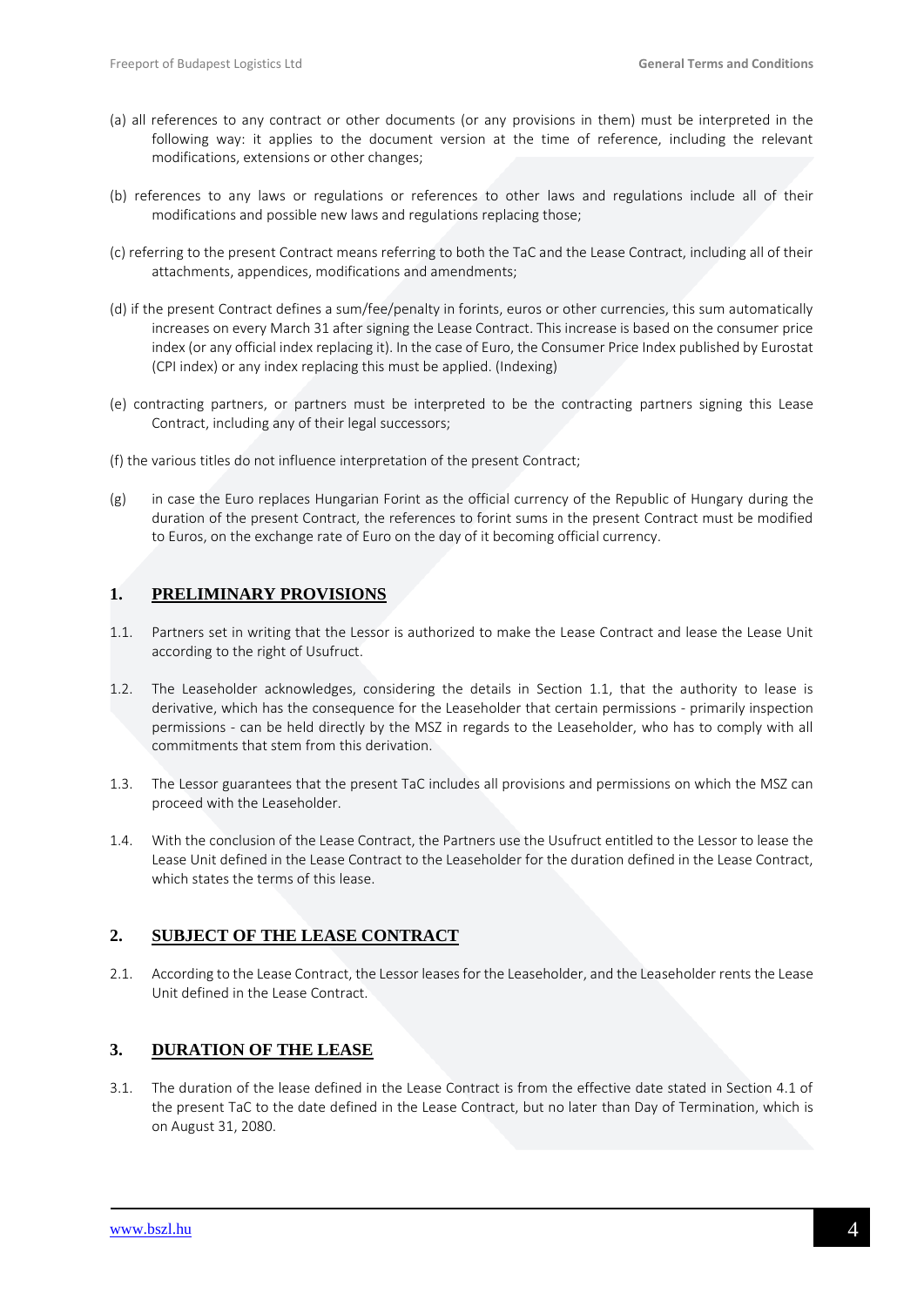(a) all references to any contract or other documents (or any provisions in them) must be interpreted in the following way: it applies to the document version at the time of reference, including the relevant modifications, extensions or other changes;

(b) references to any laws or regulations or references to other laws and regulations include all of their modifications and possible new laws and regulations replacing those;

(c) referring to the present Contract means referring to both the TaC and the Lease Contract, including all of their attachments, appendices, modifications and amendments;

(d) if the present Contract defines a sum/fee/penalty in forints, euros or other currencies, this sum automatically increases on every March 31 after signing the Lease Contract. This increase is based on the consumer price index (or any official index replacing it). In the case of Euro, the Consumer Price Index published by Eurostat (CPI index) or any index replacing this must be applied. (Indexing)

(e) contracting partners, or partners must be interpreted to be the contracting partners signing this Lease Contract, including any of their legal successors;

(f) the various titles do not influence interpretation of the present Contract;

(g) in case the Euro replaces Hungarian Forint as the official currency of the Republic of Hungary during the duration of the present Contract, the references to forint sums in the present Contract must be modified to Euros, on the exchange rate of Euro on the day of it becoming official currency.

## 1. PRELIMINARY PROVISIONS

1.1. Partners set in writing that the Lessor is authorized to make the Lease Contract and lease the Lease Unit according to the right of Usufruct.

1.2. The Leaseholder acknowledges, considering the details in Section 1.1, that the authority to lease is derivative, which has the consequence for the Leaseholder that certain permissions - primarily inspection permissions - can be held directly by the MSZ in regards to the Leaseholder, who has to comply with all commitments that stem from this derivation.

1.3. The Lessor guarantees that the present TaC includes all provisions and permissions on which the MSZ can proceed with the Leaseholder.

1.4. With the conclusion of the Lease Contract, the Partners use the Usufruct entitled to the Lessor to lease the Lease Unit defined in the Lease Contract to the Leaseholder for the duration defined in the Lease Contract, which states the terms of this lease.

## 2. SUBJECT OF THE LEASE CONTRACT

2.1. According to the Lease Contract, the Lessor leases for the Leaseholder, and the Leaseholder rents the Lease Unit defined in the Lease Contract.

## 3. DURATION OF THE LEASE

3.1. The duration of the lease defined in the Lease Contract is from the effective date stated in Section 4.1 of the present TaC to the date defined in the Lease Contract, but no later than Day of Termination, which is on August 31, 2080.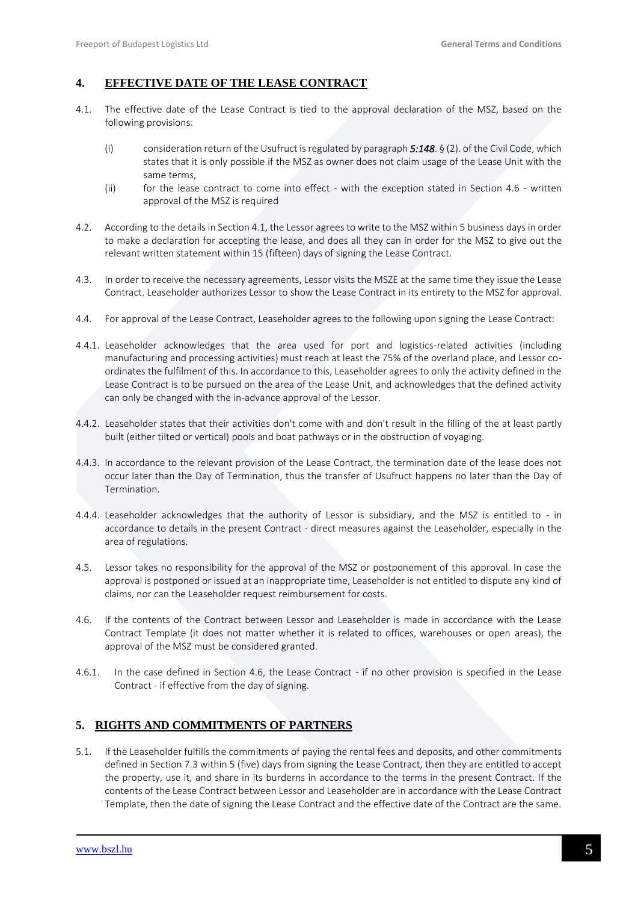## 4. EFFECTIVE DATE OF THE LEASE CONTRACT

4.1. The effective date of the Lease Contract is tied to the approval declaration of the MSZ, based on the following provisions:

(i) consideration return of the Usufruct is regulated by paragraph ***5:148***. § (2). of the Civil Code, which states that it is only possible if the MSZ as owner does not claim usage of the Lease Unit with the same terms,

(ii) for the lease contract to come into effect - with the exception stated in Section 4.6 - written approval of the MSZ is required

4.2. According to the details in Section 4.1, the Lessor agrees to write to the MSZ within 5 business days in order to make a declaration for accepting the lease, and does all they can in order for the MSZ to give out the relevant written statement within 15 (fifteen) days of signing the Lease Contract.

4.3. In order to receive the necessary agreements, Lessor visits the MSZE at the same time they issue the Lease Contract. Leaseholder authorizes Lessor to show the Lease Contract in its entirety to the MSZ for approval.

4.4. For approval of the Lease Contract, Leaseholder agrees to the following upon signing the Lease Contract:

4.4.1. Leaseholder acknowledges that the area used for port and logistics-related activities (including manufacturing and processing activities) must reach at least the 75% of the overland place, and Lessor co-ordinates the fulfilment of this. In accordance to this, Leaseholder agrees to only the activity defined in the Lease Contract is to be pursued on the area of the Lease Unit, and acknowledges that the defined activity can only be changed with the in-advance approval of the Lessor.

4.4.2. Leaseholder states that their activities don't come with and don't result in the filling of the at least partly built (either tilted or vertical) pools and boat pathways or in the obstruction of voyaging.

4.4.3. In accordance to the relevant provision of the Lease Contract, the termination date of the lease does not occur later than the Day of Termination, thus the transfer of Usufruct happens no later than the Day of Termination.

4.4.4. Leaseholder acknowledges that the authority of Lessor is subsidiary, and the MSZ is entitled to - in accordance to details in the present Contract - direct measures against the Leaseholder, especially in the area of regulations.

4.5. Lessor takes no responsibility for the approval of the MSZ or postponement of this approval. In case the approval is postponed or issued at an inappropriate time, Leaseholder is not entitled to dispute any kind of claims, nor can the Leaseholder request reimbursement for costs.

4.6. If the contents of the Contract between Lessor and Leaseholder is made in accordance with the Lease Contract Template (it does not matter whether it is related to offices, warehouses or open areas), the approval of the MSZ must be considered granted.

4.6.1. In the case defined in Section 4.6, the Lease Contract - if no other provision is specified in the Lease Contract - if effective from the day of signing.

## 5. RIGHTS AND COMMITMENTS OF PARTNERS

5.1. If the Leaseholder fulfills the commitments of paying the rental fees and deposits, and other commitments defined in Section 7.3 within 5 (five) days from signing the Lease Contract, then they are entitled to accept the property, use it, and share in its burderns in accordance to the terms in the present Contract. If the contents of the Lease Contract between Lessor and Leaseholder are in accordance with the Lease Contract Template, then the date of signing the Lease Contract and the effective date of the Contract are the same.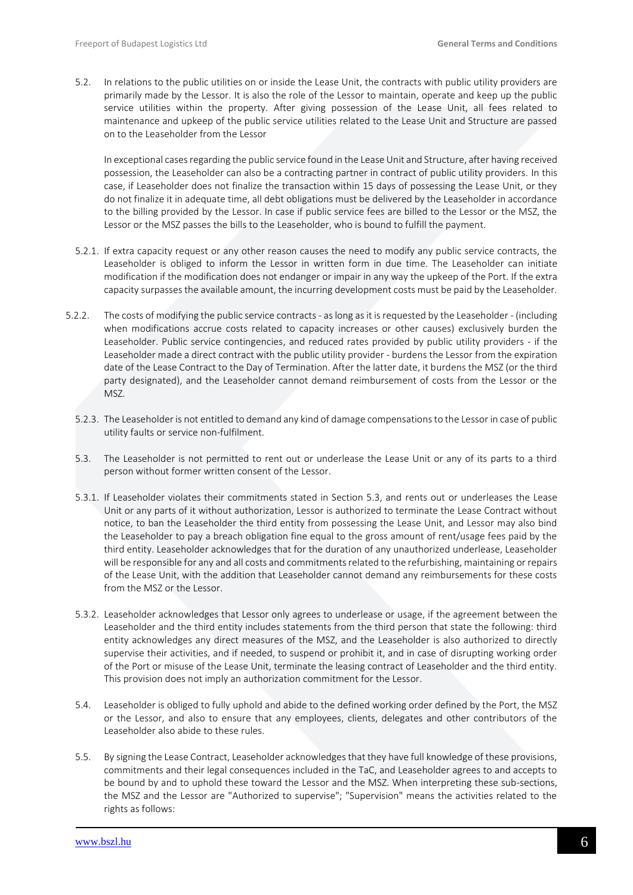5.2. In relations to the public utilities on or inside the Lease Unit, the contracts with public utility providers are primarily made by the Lessor. It is also the role of the Lessor to maintain, operate and keep up the public service utilities within the property. After giving possession of the Lease Unit, all fees related to maintenance and upkeep of the public service utilities related to the Lease Unit and Structure are passed on to the Leaseholder from the Lessor

In exceptional cases regarding the public service found in the Lease Unit and Structure, after having received possession, the Leaseholder can also be a contracting partner in contract of public utility providers. In this case, if Leaseholder does not finalize the transaction within 15 days of possessing the Lease Unit, or they do not finalize it in adequate time, all debt obligations must be delivered by the Leaseholder in accordance to the billing provided by the Lessor. In case if public service fees are billed to the Lessor or the MSZ, the Lessor or the MSZ passes the bills to the Leaseholder, who is bound to fulfill the payment.

5.2.1. If extra capacity request or any other reason causes the need to modify any public service contracts, the Leaseholder is obliged to inform the Lessor in written form in due time. The Leaseholder can initiate modification if the modification does not endanger or impair in any way the upkeep of the Port. If the extra capacity surpasses the available amount, the incurring development costs must be paid by the Leaseholder.

5.2.2. The costs of modifying the public service contracts - as long as it is requested by the Leaseholder - (including when modifications accrue costs related to capacity increases or other causes) exclusively burden the Leaseholder. Public service contingencies, and reduced rates provided by public utility providers - if the Leaseholder made a direct contract with the public utility provider - burdens the Lessor from the expiration date of the Lease Contract to the Day of Termination. After the latter date, it burdens the MSZ (or the third party designated), and the Leaseholder cannot demand reimbursement of costs from the Lessor or the MSZ.

5.2.3. The Leaseholder is not entitled to demand any kind of damage compensations to the Lessor in case of public utility faults or service non-fulfilment.

5.3. The Leaseholder is not permitted to rent out or underlease the Lease Unit or any of its parts to a third person without former written consent of the Lessor.

5.3.1. If Leaseholder violates their commitments stated in Section 5.3, and rents out or underleases the Lease Unit or any parts of it without authorization, Lessor is authorized to terminate the Lease Contract without notice, to ban the Leaseholder the third entity from possessing the Lease Unit, and Lessor may also bind the Leaseholder to pay a breach obligation fine equal to the gross amount of rent/usage fees paid by the third entity. Leaseholder acknowledges that for the duration of any unauthorized underlease, Leaseholder will be responsible for any and all costs and commitments related to the refurbishing, maintaining or repairs of the Lease Unit, with the addition that Leaseholder cannot demand any reimbursements for these costs from the MSZ or the Lessor.

5.3.2. Leaseholder acknowledges that Lessor only agrees to underlease or usage, if the agreement between the Leaseholder and the third entity includes statements from the third person that state the following: third entity acknowledges any direct measures of the MSZ, and the Leaseholder is also authorized to directly supervise their activities, and if needed, to suspend or prohibit it, and in case of disrupting working order of the Port or misuse of the Lease Unit, terminate the leasing contract of Leaseholder and the third entity. This provision does not imply an authorization commitment for the Lessor.

5.4. Leaseholder is obliged to fully uphold and abide to the defined working order defined by the Port, the MSZ or the Lessor, and also to ensure that any employees, clients, delegates and other contributors of the Leaseholder also abide to these rules.

5.5. By signing the Lease Contract, Leaseholder acknowledges that they have full knowledge of these provisions, commitments and their legal consequences included in the TaC, and Leaseholder agrees to and accepts to be bound by and to uphold these toward the Lessor and the MSZ. When interpreting these sub-sections, the MSZ and the Lessor are "Authorized to supervise"; "Supervision" means the activities related to the rights as follows: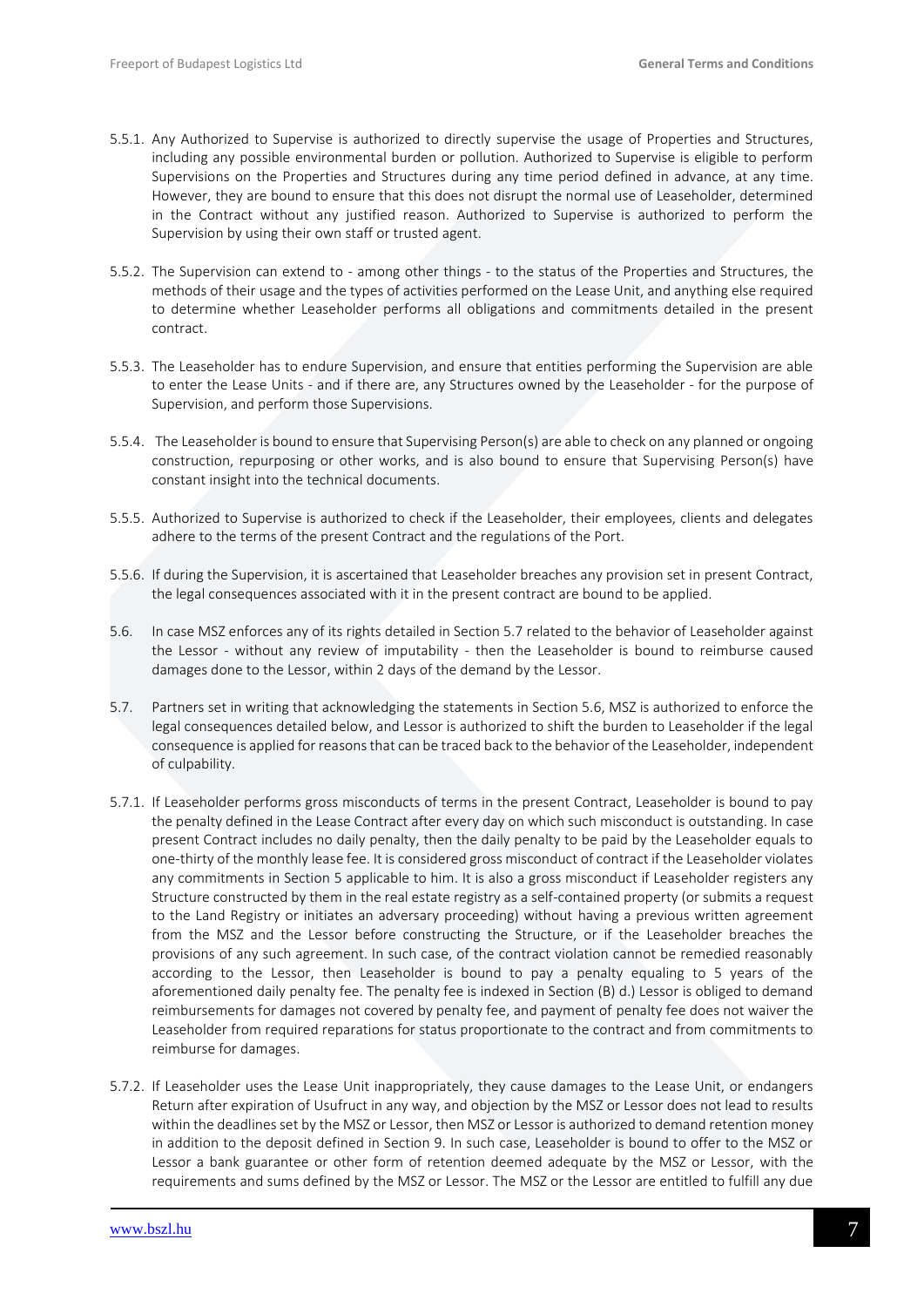5.5.1. Any Authorized to Supervise is authorized to directly supervise the usage of Properties and Structures, including any possible environmental burden or pollution. Authorized to Supervise is eligible to perform Supervisions on the Properties and Structures during any time period defined in advance, at any time. However, they are bound to ensure that this does not disrupt the normal use of Leaseholder, determined in the Contract without any justified reason. Authorized to Supervise is authorized to perform the Supervision by using their own staff or trusted agent.

5.5.2. The Supervision can extend to - among other things - to the status of the Properties and Structures, the methods of their usage and the types of activities performed on the Lease Unit, and anything else required to determine whether Leaseholder performs all obligations and commitments detailed in the present contract.

5.5.3. The Leaseholder has to endure Supervision, and ensure that entities performing the Supervision are able to enter the Lease Units - and if there are, any Structures owned by the Leaseholder - for the purpose of Supervision, and perform those Supervisions.

5.5.4. The Leaseholder is bound to ensure that Supervising Person(s) are able to check on any planned or ongoing construction, repurposing or other works, and is also bound to ensure that Supervising Person(s) have constant insight into the technical documents.

5.5.5. Authorized to Supervise is authorized to check if the Leaseholder, their employees, clients and delegates adhere to the terms of the present Contract and the regulations of the Port.

5.5.6. If during the Supervision, it is ascertained that Leaseholder breaches any provision set in present Contract, the legal consequences associated with it in the present contract are bound to be applied.

5.6. In case MSZ enforces any of its rights detailed in Section 5.7 related to the behavior of Leaseholder against the Lessor - without any review of imputability - then the Leaseholder is bound to reimburse caused damages done to the Lessor, within 2 days of the demand by the Lessor.

5.7. Partners set in writing that acknowledging the statements in Section 5.6, MSZ is authorized to enforce the legal consequences detailed below, and Lessor is authorized to shift the burden to Leaseholder if the legal consequence is applied for reasons that can be traced back to the behavior of the Leaseholder, independent of culpability.

5.7.1. If Leaseholder performs gross misconducts of terms in the present Contract, Leaseholder is bound to pay the penalty defined in the Lease Contract after every day on which such misconduct is outstanding. In case present Contract includes no daily penalty, then the daily penalty to be paid by the Leaseholder equals to one-thirty of the monthly lease fee. It is considered gross misconduct of contract if the Leaseholder violates any commitments in Section 5 applicable to him. It is also a gross misconduct if Leaseholder registers any Structure constructed by them in the real estate registry as a self-contained property (or submits a request to the Land Registry or initiates an adversary proceeding) without having a previous written agreement from the MSZ and the Lessor before constructing the Structure, or if the Leaseholder breaches the provisions of any such agreement. In such case, of the contract violation cannot be remedied reasonably according to the Lessor, then Leaseholder is bound to pay a penalty equaling to 5 years of the aforementioned daily penalty fee. The penalty fee is indexed in Section (B) d.) Lessor is obliged to demand reimbursements for damages not covered by penalty fee, and payment of penalty fee does not waiver the Leaseholder from required reparations for status proportionate to the contract and from commitments to reimburse for damages.

5.7.2. If Leaseholder uses the Lease Unit inappropriately, they cause damages to the Lease Unit, or endangers Return after expiration of Usufruct in any way, and objection by the MSZ or Lessor does not lead to results within the deadlines set by the MSZ or Lessor, then MSZ or Lessor is authorized to demand retention money in addition to the deposit defined in Section 9. In such case, Leaseholder is bound to offer to the MSZ or Lessor a bank guarantee or other form of retention deemed adequate by the MSZ or Lessor, with the requirements and sums defined by the MSZ or Lessor. The MSZ or the Lessor are entitled to fulfill any due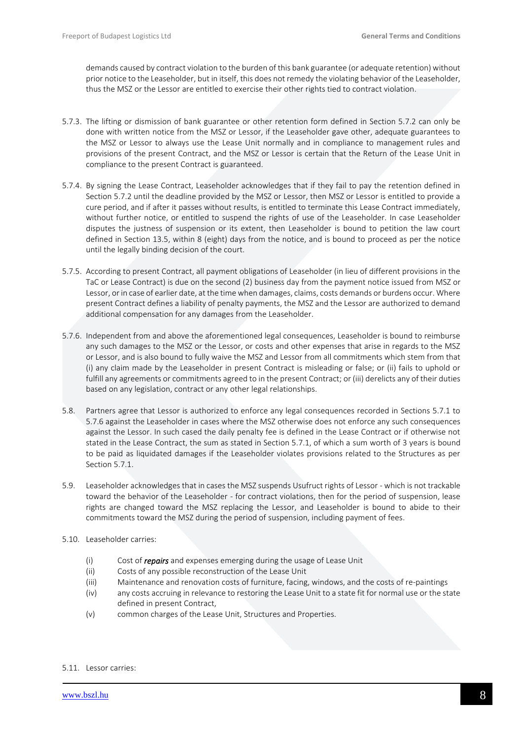demands caused by contract violation to the burden of this bank guarantee (or adequate retention) without prior notice to the Leaseholder, but in itself, this does not remedy the violating behavior of the Leaseholder, thus the MSZ or the Lessor are entitled to exercise their other rights tied to contract violation.

5.7.3. The lifting or dismission of bank guarantee or other retention form defined in Section 5.7.2 can only be done with written notice from the MSZ or Lessor, if the Leaseholder gave other, adequate guarantees to the MSZ or Lessor to always use the Lease Unit normally and in compliance to management rules and provisions of the present Contract, and the MSZ or Lessor is certain that the Return of the Lease Unit in compliance to the present Contract is guaranteed.

5.7.4. By signing the Lease Contract, Leaseholder acknowledges that if they fail to pay the retention defined in Section 5.7.2 until the deadline provided by the MSZ or Lessor, then MSZ or Lessor is entitled to provide a cure period, and if after it passes without results, is entitled to terminate this Lease Contract immediately, without further notice, or entitled to suspend the rights of use of the Leaseholder. In case Leaseholder disputes the justness of suspension or its extent, then Leaseholder is bound to petition the law court defined in Section 13.5, within 8 (eight) days from the notice, and is bound to proceed as per the notice until the legally binding decision of the court.

5.7.5. According to present Contract, all payment obligations of Leaseholder (in lieu of different provisions in the TaC or Lease Contract) is due on the second (2) business day from the payment notice issued from MSZ or Lessor, or in case of earlier date, at the time when damages, claims, costs demands or burdens occur. Where present Contract defines a liability of penalty payments, the MSZ and the Lessor are authorized to demand additional compensation for any damages from the Leaseholder.

5.7.6. Independent from and above the aforementioned legal consequences, Leaseholder is bound to reimburse any such damages to the MSZ or the Lessor, or costs and other expenses that arise in regards to the MSZ or Lessor, and is also bound to fully waive the MSZ and Lessor from all commitments which stem from that (i) any claim made by the Leaseholder in present Contract is misleading or false; or (ii) fails to uphold or fulfill any agreements or commitments agreed to in the present Contract; or (iii) derelicts any of their duties based on any legislation, contract or any other legal relationships.

5.8. Partners agree that Lessor is authorized to enforce any legal consequences recorded in Sections 5.7.1 to 5.7.6 against the Leaseholder in cases where the MSZ otherwise does not enforce any such consequences against the Lessor. In such cased the daily penalty fee is defined in the Lease Contract or if otherwise not stated in the Lease Contract, the sum as stated in Section 5.7.1, of which a sum worth of 3 years is bound to be paid as liquidated damages if the Leaseholder violates provisions related to the Structures as per Section 5.7.1.

5.9. Leaseholder acknowledges that in cases the MSZ suspends Usufruct rights of Lessor - which is not trackable toward the behavior of the Leaseholder - for contract violations, then for the period of suspension, lease rights are changed toward the MSZ replacing the Lessor, and Leaseholder is bound to abide to their commitments toward the MSZ during the period of suspension, including payment of fees.

5.10. Leaseholder carries:

(i) Cost of ***repairs*** and expenses emerging during the usage of Lease Unit
(ii) Costs of any possible reconstruction of the Lease Unit
(iii) Maintenance and renovation costs of furniture, facing, windows, and the costs of re-paintings
(iv) any costs accruing in relevance to restoring the Lease Unit to a state fit for normal use or the state defined in present Contract,
(v) common charges of the Lease Unit, Structures and Properties.

5.11. Lessor carries: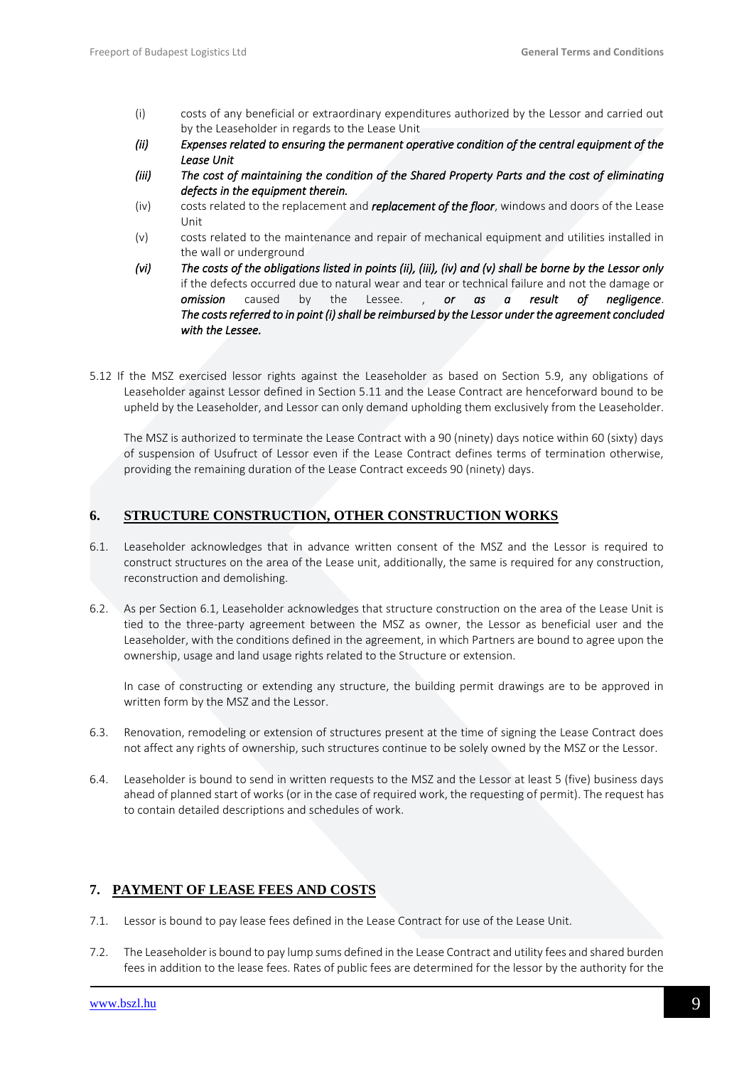(i) costs of any beneficial or extraordinary expenditures authorized by the Lessor and carried out by the Leaseholder in regards to the Lease Unit

*(ii) Expenses related to ensuring the permanent operative condition of the central equipment of the Lease Unit*

*(iii) The cost of maintaining the condition of the Shared Property Parts and the cost of eliminating defects in the equipment therein.*

(iv) costs related to the replacement and ***replacement of the floor***, windows and doors of the Lease Unit

(v) costs related to the maintenance and repair of mechanical equipment and utilities installed in the wall or underground

*(vi) The costs of the obligations listed in points (ii), (iii), (iv) and (v) shall be borne by the Lessor only* if the defects occurred due to natural wear and tear or technical failure and not the damage or ***omission*** caused by the Lessee. , ***or as a result of negligence***. ***The costs referred to in point (i) shall be reimbursed by the Lessor under the agreement concluded with the Lessee.***

5.12 If the MSZ exercised lessor rights against the Leaseholder as based on Section 5.9, any obligations of Leaseholder against Lessor defined in Section 5.11 and the Lease Contract are henceforward bound to be upheld by the Leaseholder, and Lessor can only demand upholding them exclusively from the Leaseholder.

The MSZ is authorized to terminate the Lease Contract with a 90 (ninety) days notice within 60 (sixty) days of suspension of Usufruct of Lessor even if the Lease Contract defines terms of termination otherwise, providing the remaining duration of the Lease Contract exceeds 90 (ninety) days.

## 6. STRUCTURE CONSTRUCTION, OTHER CONSTRUCTION WORKS

6.1. Leaseholder acknowledges that in advance written consent of the MSZ and the Lessor is required to construct structures on the area of the Lease unit, additionally, the same is required for any construction, reconstruction and demolishing.

6.2. As per Section 6.1, Leaseholder acknowledges that structure construction on the area of the Lease Unit is tied to the three-party agreement between the MSZ as owner, the Lessor as beneficial user and the Leaseholder, with the conditions defined in the agreement, in which Partners are bound to agree upon the ownership, usage and land usage rights related to the Structure or extension.

In case of constructing or extending any structure, the building permit drawings are to be approved in written form by the MSZ and the Lessor.

6.3. Renovation, remodeling or extension of structures present at the time of signing the Lease Contract does not affect any rights of ownership, such structures continue to be solely owned by the MSZ or the Lessor.

6.4. Leaseholder is bound to send in written requests to the MSZ and the Lessor at least 5 (five) business days ahead of planned start of works (or in the case of required work, the requesting of permit). The request has to contain detailed descriptions and schedules of work.

## 7. PAYMENT OF LEASE FEES AND COSTS

7.1. Lessor is bound to pay lease fees defined in the Lease Contract for use of the Lease Unit.

7.2. The Leaseholder is bound to pay lump sums defined in the Lease Contract and utility fees and shared burden fees in addition to the lease fees. Rates of public fees are determined for the lessor by the authority for the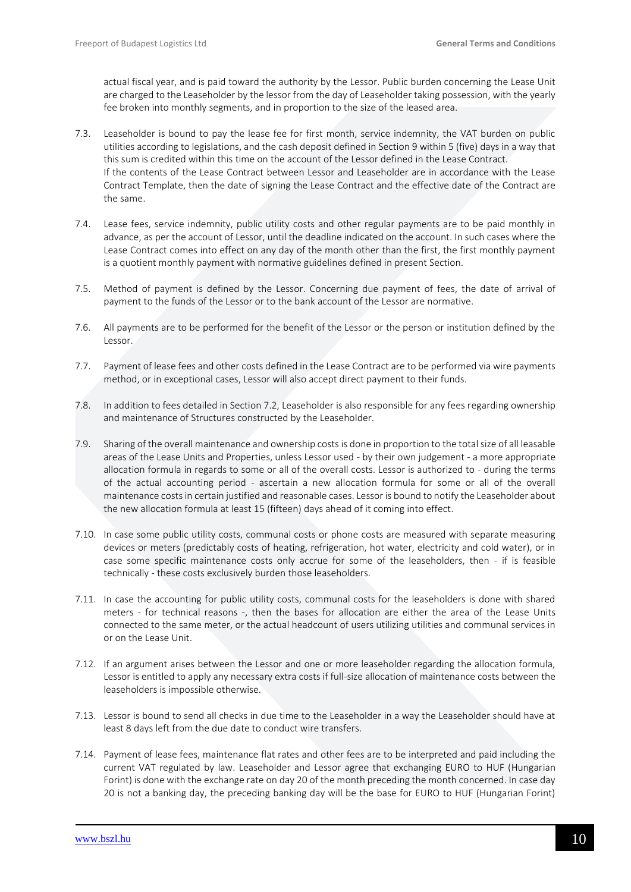actual fiscal year, and is paid toward the authority by the Lessor. Public burden concerning the Lease Unit are charged to the Leaseholder by the lessor from the day of Leaseholder taking possession, with the yearly fee broken into monthly segments, and in proportion to the size of the leased area.

7.3. Leaseholder is bound to pay the lease fee for first month, service indemnity, the VAT burden on public utilities according to legislations, and the cash deposit defined in Section 9 within 5 (five) days in a way that this sum is credited within this time on the account of the Lessor defined in the Lease Contract.
If the contents of the Lease Contract between Lessor and Leaseholder are in accordance with the Lease Contract Template, then the date of signing the Lease Contract and the effective date of the Contract are the same.

7.4. Lease fees, service indemnity, public utility costs and other regular payments are to be paid monthly in advance, as per the account of Lessor, until the deadline indicated on the account. In such cases where the Lease Contract comes into effect on any day of the month other than the first, the first monthly payment is a quotient monthly payment with normative guidelines defined in present Section.

7.5. Method of payment is defined by the Lessor. Concerning due payment of fees, the date of arrival of payment to the funds of the Lessor or to the bank account of the Lessor are normative.

7.6. All payments are to be performed for the benefit of the Lessor or the person or institution defined by the Lessor.

7.7. Payment of lease fees and other costs defined in the Lease Contract are to be performed via wire payments method, or in exceptional cases, Lessor will also accept direct payment to their funds.

7.8. In addition to fees detailed in Section 7.2, Leaseholder is also responsible for any fees regarding ownership and maintenance of Structures constructed by the Leaseholder.

7.9. Sharing of the overall maintenance and ownership costs is done in proportion to the total size of all leasable areas of the Lease Units and Properties, unless Lessor used - by their own judgement - a more appropriate allocation formula in regards to some or all of the overall costs. Lessor is authorized to - during the terms of the actual accounting period - ascertain a new allocation formula for some or all of the overall maintenance costs in certain justified and reasonable cases. Lessor is bound to notify the Leaseholder about the new allocation formula at least 15 (fifteen) days ahead of it coming into effect.

7.10. In case some public utility costs, communal costs or phone costs are measured with separate measuring devices or meters (predictably costs of heating, refrigeration, hot water, electricity and cold water), or in case some specific maintenance costs only accrue for some of the leaseholders, then - if is feasible technically - these costs exclusively burden those leaseholders.

7.11. In case the accounting for public utility costs, communal costs for the leaseholders is done with shared meters - for technical reasons -, then the bases for allocation are either the area of the Lease Units connected to the same meter, or the actual headcount of users utilizing utilities and communal services in or on the Lease Unit.

7.12. If an argument arises between the Lessor and one or more leaseholder regarding the allocation formula, Lessor is entitled to apply any necessary extra costs if full-size allocation of maintenance costs between the leaseholders is impossible otherwise.

7.13. Lessor is bound to send all checks in due time to the Leaseholder in a way the Leaseholder should have at least 8 days left from the due date to conduct wire transfers.

7.14. Payment of lease fees, maintenance flat rates and other fees are to be interpreted and paid including the current VAT regulated by law. Leaseholder and Lessor agree that exchanging EURO to HUF (Hungarian Forint) is done with the exchange rate on day 20 of the month preceding the month concerned. In case day 20 is not a banking day, the preceding banking day will be the base for EURO to HUF (Hungarian Forint)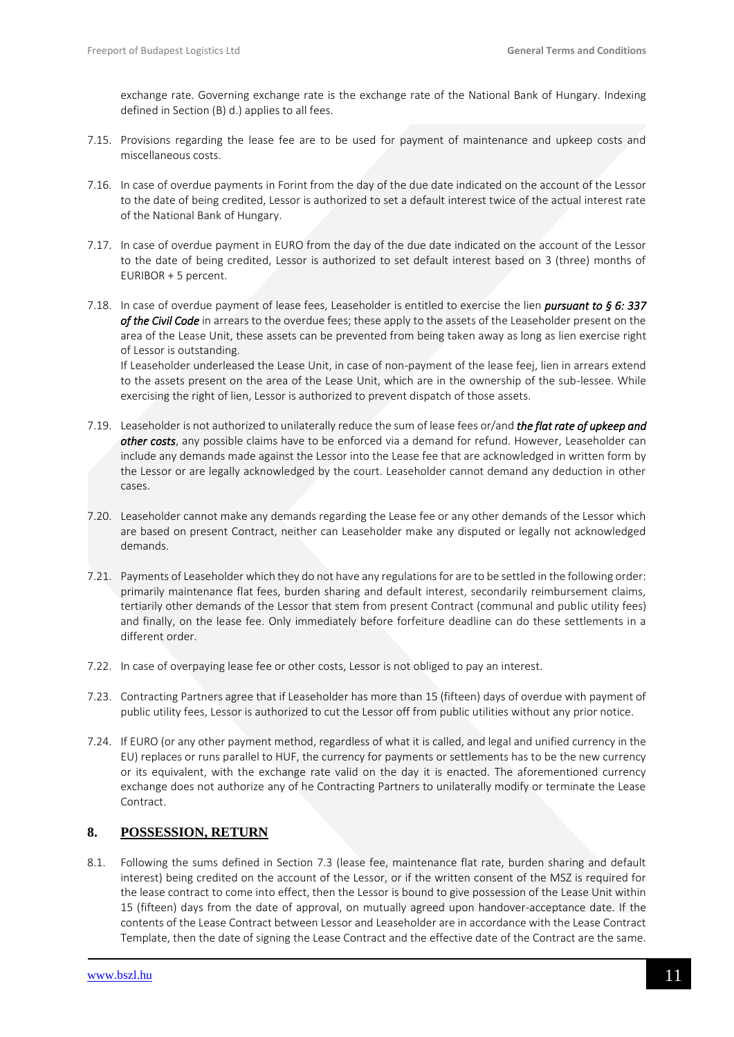exchange rate. Governing exchange rate is the exchange rate of the National Bank of Hungary. Indexing defined in Section (B) d.) applies to all fees.

7.15. Provisions regarding the lease fee are to be used for payment of maintenance and upkeep costs and miscellaneous costs.

7.16. In case of overdue payments in Forint from the day of the due date indicated on the account of the Lessor to the date of being credited, Lessor is authorized to set a default interest twice of the actual interest rate of the National Bank of Hungary.

7.17. In case of overdue payment in EURO from the day of the due date indicated on the account of the Lessor to the date of being credited, Lessor is authorized to set default interest based on 3 (three) months of EURIBOR + 5 percent.

7.18. In case of overdue payment of lease fees, Leaseholder is entitled to exercise the lien ***pursuant to § 6: 337 of the Civil Code*** in arrears to the overdue fees; these apply to the assets of the Leaseholder present on the area of the Lease Unit, these assets can be prevented from being taken away as long as lien exercise right of Lessor is outstanding.

If Leaseholder underleased the Lease Unit, in case of non-payment of the lease feej, lien in arrears extend to the assets present on the area of the Lease Unit, which are in the ownership of the sub-lessee. While exercising the right of lien, Lessor is authorized to prevent dispatch of those assets.

7.19. Leaseholder is not authorized to unilaterally reduce the sum of lease fees or/and ***the flat rate of upkeep and other costs***, any possible claims have to be enforced via a demand for refund. However, Leaseholder can include any demands made against the Lessor into the Lease fee that are acknowledged in written form by the Lessor or are legally acknowledged by the court. Leaseholder cannot demand any deduction in other cases.

7.20. Leaseholder cannot make any demands regarding the Lease fee or any other demands of the Lessor which are based on present Contract, neither can Leaseholder make any disputed or legally not acknowledged demands.

7.21. Payments of Leaseholder which they do not have any regulations for are to be settled in the following order: primarily maintenance flat fees, burden sharing and default interest, secondarily reimbursement claims, tertiarily other demands of the Lessor that stem from present Contract (communal and public utility fees) and finally, on the lease fee. Only immediately before forfeiture deadline can do these settlements in a different order.

7.22. In case of overpaying lease fee or other costs, Lessor is not obliged to pay an interest.

7.23. Contracting Partners agree that if Leaseholder has more than 15 (fifteen) days of overdue with payment of public utility fees, Lessor is authorized to cut the Lessor off from public utilities without any prior notice.

7.24. If EURO (or any other payment method, regardless of what it is called, and legal and unified currency in the EU) replaces or runs parallel to HUF, the currency for payments or settlements has to be the new currency or its equivalent, with the exchange rate valid on the day it is enacted. The aforementioned currency exchange does not authorize any of he Contracting Partners to unilaterally modify or terminate the Lease Contract.

## 8. POSSESSION, RETURN

8.1. Following the sums defined in Section 7.3 (lease fee, maintenance flat rate, burden sharing and default interest) being credited on the account of the Lessor, or if the written consent of the MSZ is required for the lease contract to come into effect, then the Lessor is bound to give possession of the Lease Unit within 15 (fifteen) days from the date of approval, on mutually agreed upon handover-acceptance date. If the contents of the Lease Contract between Lessor and Leaseholder are in accordance with the Lease Contract Template, then the date of signing the Lease Contract and the effective date of the Contract are the same.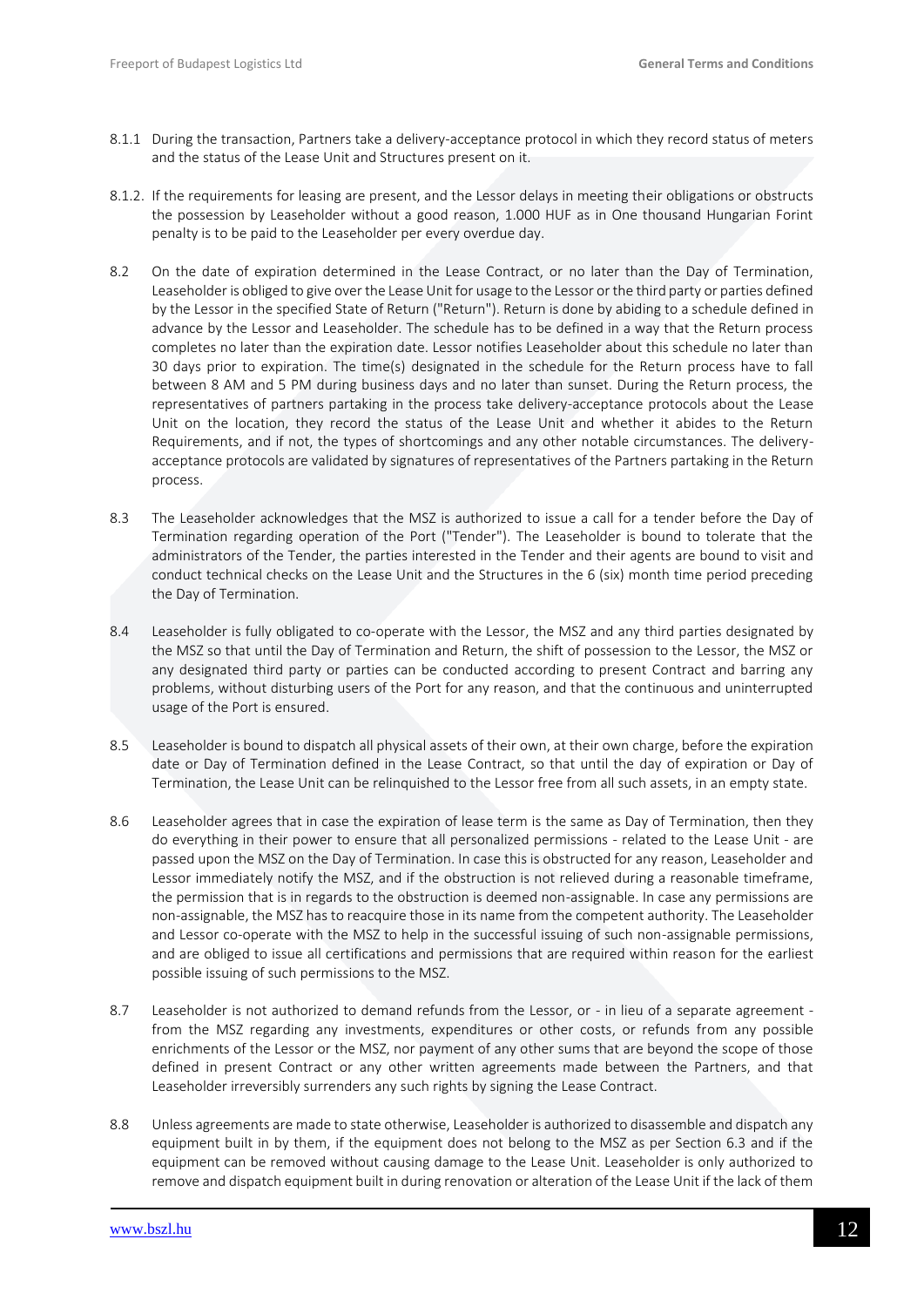8.1.1 During the transaction, Partners take a delivery-acceptance protocol in which they record status of meters and the status of the Lease Unit and Structures present on it.

8.1.2. If the requirements for leasing are present, and the Lessor delays in meeting their obligations or obstructs the possession by Leaseholder without a good reason, 1.000 HUF as in One thousand Hungarian Forint penalty is to be paid to the Leaseholder per every overdue day.

8.2 On the date of expiration determined in the Lease Contract, or no later than the Day of Termination, Leaseholder is obliged to give over the Lease Unit for usage to the Lessor or the third party or parties defined by the Lessor in the specified State of Return ("Return"). Return is done by abiding to a schedule defined in advance by the Lessor and Leaseholder. The schedule has to be defined in a way that the Return process completes no later than the expiration date. Lessor notifies Leaseholder about this schedule no later than 30 days prior to expiration. The time(s) designated in the schedule for the Return process have to fall between 8 AM and 5 PM during business days and no later than sunset. During the Return process, the representatives of partners partaking in the process take delivery-acceptance protocols about the Lease Unit on the location, they record the status of the Lease Unit and whether it abides to the Return Requirements, and if not, the types of shortcomings and any other notable circumstances. The delivery-acceptance protocols are validated by signatures of representatives of the Partners partaking in the Return process.

8.3 The Leaseholder acknowledges that the MSZ is authorized to issue a call for a tender before the Day of Termination regarding operation of the Port ("Tender"). The Leaseholder is bound to tolerate that the administrators of the Tender, the parties interested in the Tender and their agents are bound to visit and conduct technical checks on the Lease Unit and the Structures in the 6 (six) month time period preceding the Day of Termination.

8.4 Leaseholder is fully obligated to co-operate with the Lessor, the MSZ and any third parties designated by the MSZ so that until the Day of Termination and Return, the shift of possession to the Lessor, the MSZ or any designated third party or parties can be conducted according to present Contract and barring any problems, without disturbing users of the Port for any reason, and that the continuous and uninterrupted usage of the Port is ensured.

8.5 Leaseholder is bound to dispatch all physical assets of their own, at their own charge, before the expiration date or Day of Termination defined in the Lease Contract, so that until the day of expiration or Day of Termination, the Lease Unit can be relinquished to the Lessor free from all such assets, in an empty state.

8.6 Leaseholder agrees that in case the expiration of lease term is the same as Day of Termination, then they do everything in their power to ensure that all personalized permissions - related to the Lease Unit - are passed upon the MSZ on the Day of Termination. In case this is obstructed for any reason, Leaseholder and Lessor immediately notify the MSZ, and if the obstruction is not relieved during a reasonable timeframe, the permission that is in regards to the obstruction is deemed non-assignable. In case any permissions are non-assignable, the MSZ has to reacquire those in its name from the competent authority. The Leaseholder and Lessor co-operate with the MSZ to help in the successful issuing of such non-assignable permissions, and are obliged to issue all certifications and permissions that are required within reason for the earliest possible issuing of such permissions to the MSZ.

8.7 Leaseholder is not authorized to demand refunds from the Lessor, or - in lieu of a separate agreement - from the MSZ regarding any investments, expenditures or other costs, or refunds from any possible enrichments of the Lessor or the MSZ, nor payment of any other sums that are beyond the scope of those defined in present Contract or any other written agreements made between the Partners, and that Leaseholder irreversibly surrenders any such rights by signing the Lease Contract.

8.8 Unless agreements are made to state otherwise, Leaseholder is authorized to disassemble and dispatch any equipment built in by them, if the equipment does not belong to the MSZ as per Section 6.3 and if the equipment can be removed without causing damage to the Lease Unit. Leaseholder is only authorized to remove and dispatch equipment built in during renovation or alteration of the Lease Unit if the lack of them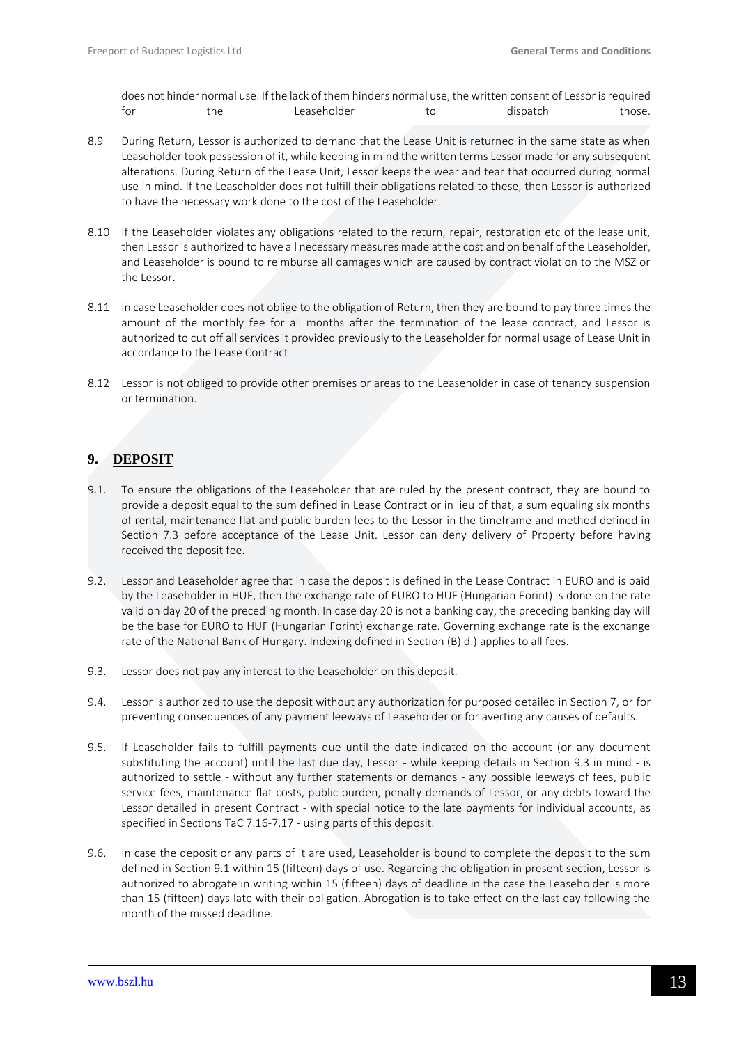does not hinder normal use. If the lack of them hinders normal use, the written consent of Lessor is required for the Leaseholder to dispatch those.

8.9 During Return, Lessor is authorized to demand that the Lease Unit is returned in the same state as when Leaseholder took possession of it, while keeping in mind the written terms Lessor made for any subsequent alterations. During Return of the Lease Unit, Lessor keeps the wear and tear that occurred during normal use in mind. If the Leaseholder does not fulfill their obligations related to these, then Lessor is authorized to have the necessary work done to the cost of the Leaseholder.

8.10 If the Leaseholder violates any obligations related to the return, repair, restoration etc of the lease unit, then Lessor is authorized to have all necessary measures made at the cost and on behalf of the Leaseholder, and Leaseholder is bound to reimburse all damages which are caused by contract violation to the MSZ or the Lessor.

8.11 In case Leaseholder does not oblige to the obligation of Return, then they are bound to pay three times the amount of the monthly fee for all months after the termination of the lease contract, and Lessor is authorized to cut off all services it provided previously to the Leaseholder for normal usage of Lease Unit in accordance to the Lease Contract

8.12 Lessor is not obliged to provide other premises or areas to the Leaseholder in case of tenancy suspension or termination.

## 9. DEPOSIT

9.1. To ensure the obligations of the Leaseholder that are ruled by the present contract, they are bound to provide a deposit equal to the sum defined in Lease Contract or in lieu of that, a sum equaling six months of rental, maintenance flat and public burden fees to the Lessor in the timeframe and method defined in Section 7.3 before acceptance of the Lease Unit. Lessor can deny delivery of Property before having received the deposit fee.

9.2. Lessor and Leaseholder agree that in case the deposit is defined in the Lease Contract in EURO and is paid by the Leaseholder in HUF, then the exchange rate of EURO to HUF (Hungarian Forint) is done on the rate valid on day 20 of the preceding month. In case day 20 is not a banking day, the preceding banking day will be the base for EURO to HUF (Hungarian Forint) exchange rate. Governing exchange rate is the exchange rate of the National Bank of Hungary. Indexing defined in Section (B) d.) applies to all fees.

9.3. Lessor does not pay any interest to the Leaseholder on this deposit.

9.4. Lessor is authorized to use the deposit without any authorization for purposed detailed in Section 7, or for preventing consequences of any payment leeways of Leaseholder or for averting any causes of defaults.

9.5. If Leaseholder fails to fulfill payments due until the date indicated on the account (or any document substituting the account) until the last due day, Lessor - while keeping details in Section 9.3 in mind - is authorized to settle - without any further statements or demands - any possible leeways of fees, public service fees, maintenance flat costs, public burden, penalty demands of Lessor, or any debts toward the Lessor detailed in present Contract - with special notice to the late payments for individual accounts, as specified in Sections TaC 7.16-7.17 - using parts of this deposit.

9.6. In case the deposit or any parts of it are used, Leaseholder is bound to complete the deposit to the sum defined in Section 9.1 within 15 (fifteen) days of use. Regarding the obligation in present section, Lessor is authorized to abrogate in writing within 15 (fifteen) days of deadline in the case the Leaseholder is more than 15 (fifteen) days late with their obligation. Abrogation is to take effect on the last day following the month of the missed deadline.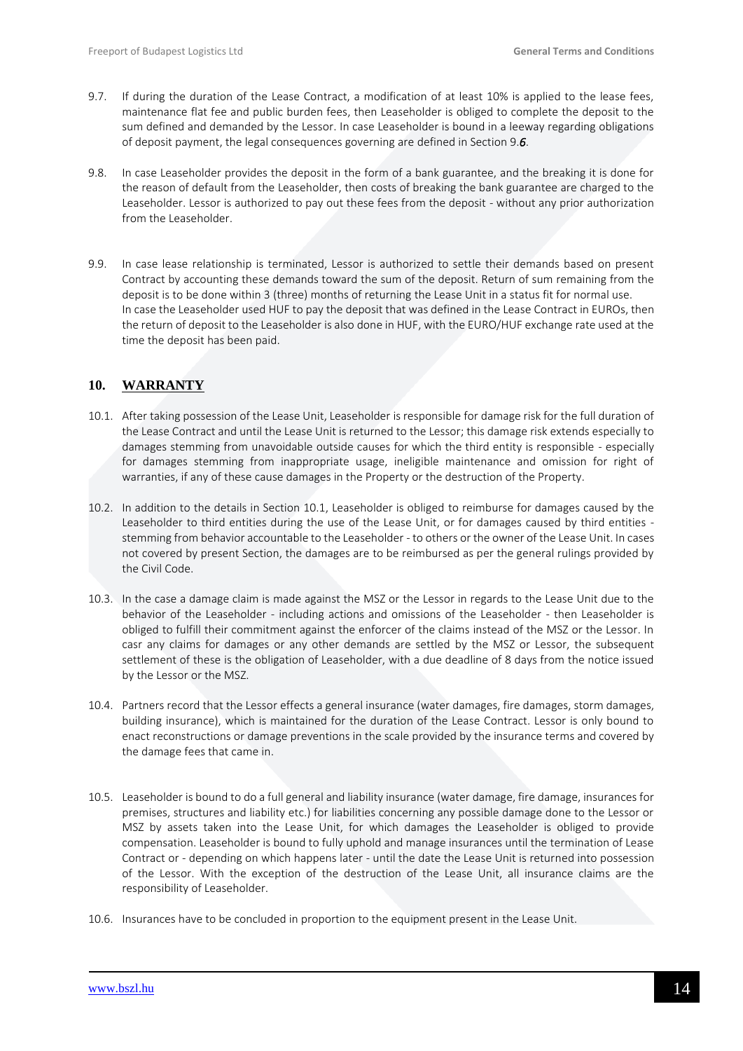9.7. If during the duration of the Lease Contract, a modification of at least 10% is applied to the lease fees, maintenance flat fee and public burden fees, then Leaseholder is obliged to complete the deposit to the sum defined and demanded by the Lessor. In case Leaseholder is bound in a leeway regarding obligations of deposit payment, the legal consequences governing are defined in Section 9.*6*.

9.8. In case Leaseholder provides the deposit in the form of a bank guarantee, and the breaking it is done for the reason of default from the Leaseholder, then costs of breaking the bank guarantee are charged to the Leaseholder. Lessor is authorized to pay out these fees from the deposit - without any prior authorization from the Leaseholder.

9.9. In case lease relationship is terminated, Lessor is authorized to settle their demands based on present Contract by accounting these demands toward the sum of the deposit. Return of sum remaining from the deposit is to be done within 3 (three) months of returning the Lease Unit in a status fit for normal use.
In case the Leaseholder used HUF to pay the deposit that was defined in the Lease Contract in EUROs, then the return of deposit to the Leaseholder is also done in HUF, with the EURO/HUF exchange rate used at the time the deposit has been paid.

## 10. WARRANTY

10.1. After taking possession of the Lease Unit, Leaseholder is responsible for damage risk for the full duration of the Lease Contract and until the Lease Unit is returned to the Lessor; this damage risk extends especially to damages stemming from unavoidable outside causes for which the third entity is responsible - especially for damages stemming from inappropriate usage, ineligible maintenance and omission for right of warranties, if any of these cause damages in the Property or the destruction of the Property.

10.2. In addition to the details in Section 10.1, Leaseholder is obliged to reimburse for damages caused by the Leaseholder to third entities during the use of the Lease Unit, or for damages caused by third entities - stemming from behavior accountable to the Leaseholder - to others or the owner of the Lease Unit. In cases not covered by present Section, the damages are to be reimbursed as per the general rulings provided by the Civil Code.

10.3. In the case a damage claim is made against the MSZ or the Lessor in regards to the Lease Unit due to the behavior of the Leaseholder - including actions and omissions of the Leaseholder - then Leaseholder is obliged to fulfill their commitment against the enforcer of the claims instead of the MSZ or the Lessor. In casr any claims for damages or any other demands are settled by the MSZ or Lessor, the subsequent settlement of these is the obligation of Leaseholder, with a due deadline of 8 days from the notice issued by the Lessor or the MSZ.

10.4. Partners record that the Lessor effects a general insurance (water damages, fire damages, storm damages, building insurance), which is maintained for the duration of the Lease Contract. Lessor is only bound to enact reconstructions or damage preventions in the scale provided by the insurance terms and covered by the damage fees that came in.

10.5. Leaseholder is bound to do a full general and liability insurance (water damage, fire damage, insurances for premises, structures and liability etc.) for liabilities concerning any possible damage done to the Lessor or MSZ by assets taken into the Lease Unit, for which damages the Leaseholder is obliged to provide compensation. Leaseholder is bound to fully uphold and manage insurances until the termination of Lease Contract or - depending on which happens later - until the date the Lease Unit is returned into possession of the Lessor. With the exception of the destruction of the Lease Unit, all insurance claims are the responsibility of Leaseholder.

10.6. Insurances have to be concluded in proportion to the equipment present in the Lease Unit.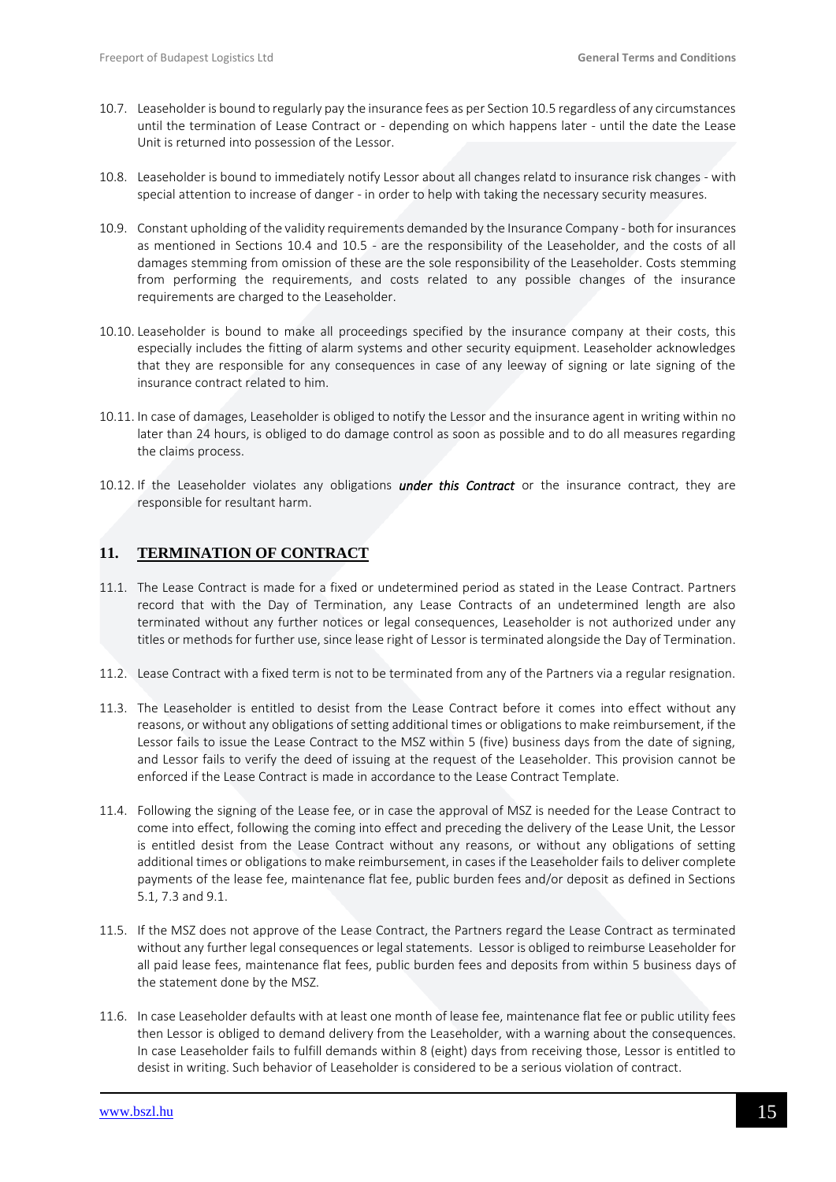10.7. Leaseholder is bound to regularly pay the insurance fees as per Section 10.5 regardless of any circumstances until the termination of Lease Contract or - depending on which happens later - until the date the Lease Unit is returned into possession of the Lessor.

10.8. Leaseholder is bound to immediately notify Lessor about all changes relatd to insurance risk changes - with special attention to increase of danger - in order to help with taking the necessary security measures.

10.9. Constant upholding of the validity requirements demanded by the Insurance Company - both for insurances as mentioned in Sections 10.4 and 10.5 - are the responsibility of the Leaseholder, and the costs of all damages stemming from omission of these are the sole responsibility of the Leaseholder. Costs stemming from performing the requirements, and costs related to any possible changes of the insurance requirements are charged to the Leaseholder.

10.10. Leaseholder is bound to make all proceedings specified by the insurance company at their costs, this especially includes the fitting of alarm systems and other security equipment. Leaseholder acknowledges that they are responsible for any consequences in case of any leeway of signing or late signing of the insurance contract related to him.

10.11. In case of damages, Leaseholder is obliged to notify the Lessor and the insurance agent in writing within no later than 24 hours, is obliged to do damage control as soon as possible and to do all measures regarding the claims process.

10.12. If the Leaseholder violates any obligations ***under this Contract*** or the insurance contract, they are responsible for resultant harm.

## 11. TERMINATION OF CONTRACT

11.1. The Lease Contract is made for a fixed or undetermined period as stated in the Lease Contract. Partners record that with the Day of Termination, any Lease Contracts of an undetermined length are also terminated without any further notices or legal consequences, Leaseholder is not authorized under any titles or methods for further use, since lease right of Lessor is terminated alongside the Day of Termination.

11.2. Lease Contract with a fixed term is not to be terminated from any of the Partners via a regular resignation.

11.3. The Leaseholder is entitled to desist from the Lease Contract before it comes into effect without any reasons, or without any obligations of setting additional times or obligations to make reimbursement, if the Lessor fails to issue the Lease Contract to the MSZ within 5 (five) business days from the date of signing, and Lessor fails to verify the deed of issuing at the request of the Leaseholder. This provision cannot be enforced if the Lease Contract is made in accordance to the Lease Contract Template.

11.4. Following the signing of the Lease fee, or in case the approval of MSZ is needed for the Lease Contract to come into effect, following the coming into effect and preceding the delivery of the Lease Unit, the Lessor is entitled desist from the Lease Contract without any reasons, or without any obligations of setting additional times or obligations to make reimbursement, in cases if the Leaseholder fails to deliver complete payments of the lease fee, maintenance flat fee, public burden fees and/or deposit as defined in Sections 5.1, 7.3 and 9.1.

11.5. If the MSZ does not approve of the Lease Contract, the Partners regard the Lease Contract as terminated without any further legal consequences or legal statements. Lessor is obliged to reimburse Leaseholder for all paid lease fees, maintenance flat fees, public burden fees and deposits from within 5 business days of the statement done by the MSZ.

11.6. In case Leaseholder defaults with at least one month of lease fee, maintenance flat fee or public utility fees then Lessor is obliged to demand delivery from the Leaseholder, with a warning about the consequences. In case Leaseholder fails to fulfill demands within 8 (eight) days from receiving those, Lessor is entitled to desist in writing. Such behavior of Leaseholder is considered to be a serious violation of contract.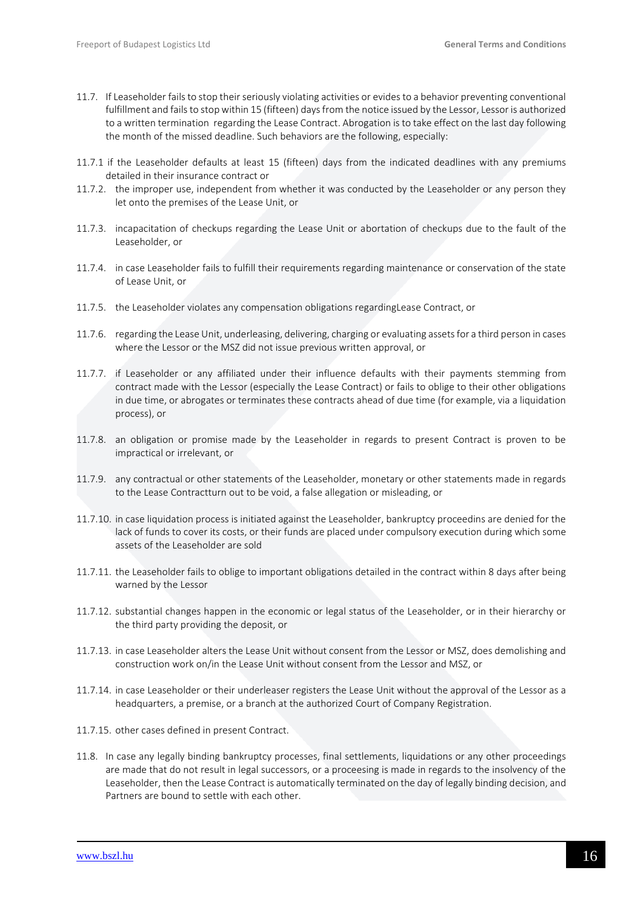11.7. If Leaseholder fails to stop their seriously violating activities or evides to a behavior preventing conventional fulfillment and fails to stop within 15 (fifteen) days from the notice issued by the Lessor, Lessor is authorized to a written termination regarding the Lease Contract. Abrogation is to take effect on the last day following the month of the missed deadline. Such behaviors are the following, especially:

11.7.1 if the Leaseholder defaults at least 15 (fifteen) days from the indicated deadlines with any premiums detailed in their insurance contract or

11.7.2. the improper use, independent from whether it was conducted by the Leaseholder or any person they let onto the premises of the Lease Unit, or

11.7.3. incapacitation of checkups regarding the Lease Unit or abortation of checkups due to the fault of the Leaseholder, or

11.7.4. in case Leaseholder fails to fulfill their requirements regarding maintenance or conservation of the state of Lease Unit, or

11.7.5. the Leaseholder violates any compensation obligations regardingLease Contract, or

11.7.6. regarding the Lease Unit, underleasing, delivering, charging or evaluating assets for a third person in cases where the Lessor or the MSZ did not issue previous written approval, or

11.7.7. if Leaseholder or any affiliated under their influence defaults with their payments stemming from contract made with the Lessor (especially the Lease Contract) or fails to oblige to their other obligations in due time, or abrogates or terminates these contracts ahead of due time (for example, via a liquidation process), or

11.7.8. an obligation or promise made by the Leaseholder in regards to present Contract is proven to be impractical or irrelevant, or

11.7.9. any contractual or other statements of the Leaseholder, monetary or other statements made in regards to the Lease Contractturn out to be void, a false allegation or misleading, or

11.7.10. in case liquidation process is initiated against the Leaseholder, bankruptcy proceedins are denied for the lack of funds to cover its costs, or their funds are placed under compulsory execution during which some assets of the Leaseholder are sold

11.7.11. the Leaseholder fails to oblige to important obligations detailed in the contract within 8 days after being warned by the Lessor

11.7.12. substantial changes happen in the economic or legal status of the Leaseholder, or in their hierarchy or the third party providing the deposit, or

11.7.13. in case Leaseholder alters the Lease Unit without consent from the Lessor or MSZ, does demolishing and construction work on/in the Lease Unit without consent from the Lessor and MSZ, or

11.7.14. in case Leaseholder or their underleaser registers the Lease Unit without the approval of the Lessor as a headquarters, a premise, or a branch at the authorized Court of Company Registration.

11.7.15. other cases defined in present Contract.

11.8. In case any legally binding bankruptcy processes, final settlements, liquidations or any other proceedings are made that do not result in legal successors, or a proceesing is made in regards to the insolvency of the Leaseholder, then the Lease Contract is automatically terminated on the day of legally binding decision, and Partners are bound to settle with each other.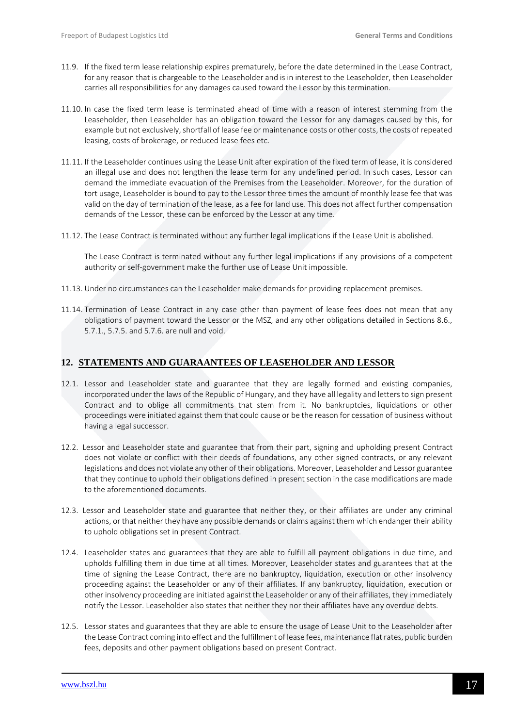11.9. If the fixed term lease relationship expires prematurely, before the date determined in the Lease Contract, for any reason that is chargeable to the Leaseholder and is in interest to the Leaseholder, then Leaseholder carries all responsibilities for any damages caused toward the Lessor by this termination.

11.10. In case the fixed term lease is terminated ahead of time with a reason of interest stemming from the Leaseholder, then Leaseholder has an obligation toward the Lessor for any damages caused by this, for example but not exclusively, shortfall of lease fee or maintenance costs or other costs, the costs of repeated leasing, costs of brokerage, or reduced lease fees etc.

11.11. If the Leaseholder continues using the Lease Unit after expiration of the fixed term of lease, it is considered an illegal use and does not lengthen the lease term for any undefined period. In such cases, Lessor can demand the immediate evacuation of the Premises from the Leaseholder. Moreover, for the duration of tort usage, Leaseholder is bound to pay to the Lessor three times the amount of monthly lease fee that was valid on the day of termination of the lease, as a fee for land use. This does not affect further compensation demands of the Lessor, these can be enforced by the Lessor at any time.

11.12. The Lease Contract is terminated without any further legal implications if the Lease Unit is abolished.

The Lease Contract is terminated without any further legal implications if any provisions of a competent authority or self-government make the further use of Lease Unit impossible.

11.13. Under no circumstances can the Leaseholder make demands for providing replacement premises.

11.14. Termination of Lease Contract in any case other than payment of lease fees does not mean that any obligations of payment toward the Lessor or the MSZ, and any other obligations detailed in Sections 8.6., 5.7.1., 5.7.5. and 5.7.6. are null and void.

## 12. STATEMENTS AND GUARAANTEES OF LEASEHOLDER AND LESSOR

12.1. Lessor and Leaseholder state and guarantee that they are legally formed and existing companies, incorporated under the laws of the Republic of Hungary, and they have all legality and letters to sign present Contract and to oblige all commitments that stem from it. No bankruptcies, liquidations or other proceedings were initiated against them that could cause or be the reason for cessation of business without having a legal successor.

12.2. Lessor and Leaseholder state and guarantee that from their part, signing and upholding present Contract does not violate or conflict with their deeds of foundations, any other signed contracts, or any relevant legislations and does not violate any other of their obligations. Moreover, Leaseholder and Lessor guarantee that they continue to uphold their obligations defined in present section in the case modifications are made to the aforementioned documents.

12.3. Lessor and Leaseholder state and guarantee that neither they, or their affiliates are under any criminal actions, or that neither they have any possible demands or claims against them which endanger their ability to uphold obligations set in present Contract.

12.4. Leaseholder states and guarantees that they are able to fulfill all payment obligations in due time, and upholds fulfilling them in due time at all times. Moreover, Leaseholder states and guarantees that at the time of signing the Lease Contract, there are no bankruptcy, liquidation, execution or other insolvency proceeding against the Leaseholder or any of their affiliates. If any bankruptcy, liquidation, execution or other insolvency proceeding are initiated against the Leaseholder or any of their affiliates, they immediately notify the Lessor. Leaseholder also states that neither they nor their affiliates have any overdue debts.

12.5. Lessor states and guarantees that they are able to ensure the usage of Lease Unit to the Leaseholder after the Lease Contract coming into effect and the fulfillment of lease fees, maintenance flat rates, public burden fees, deposits and other payment obligations based on present Contract.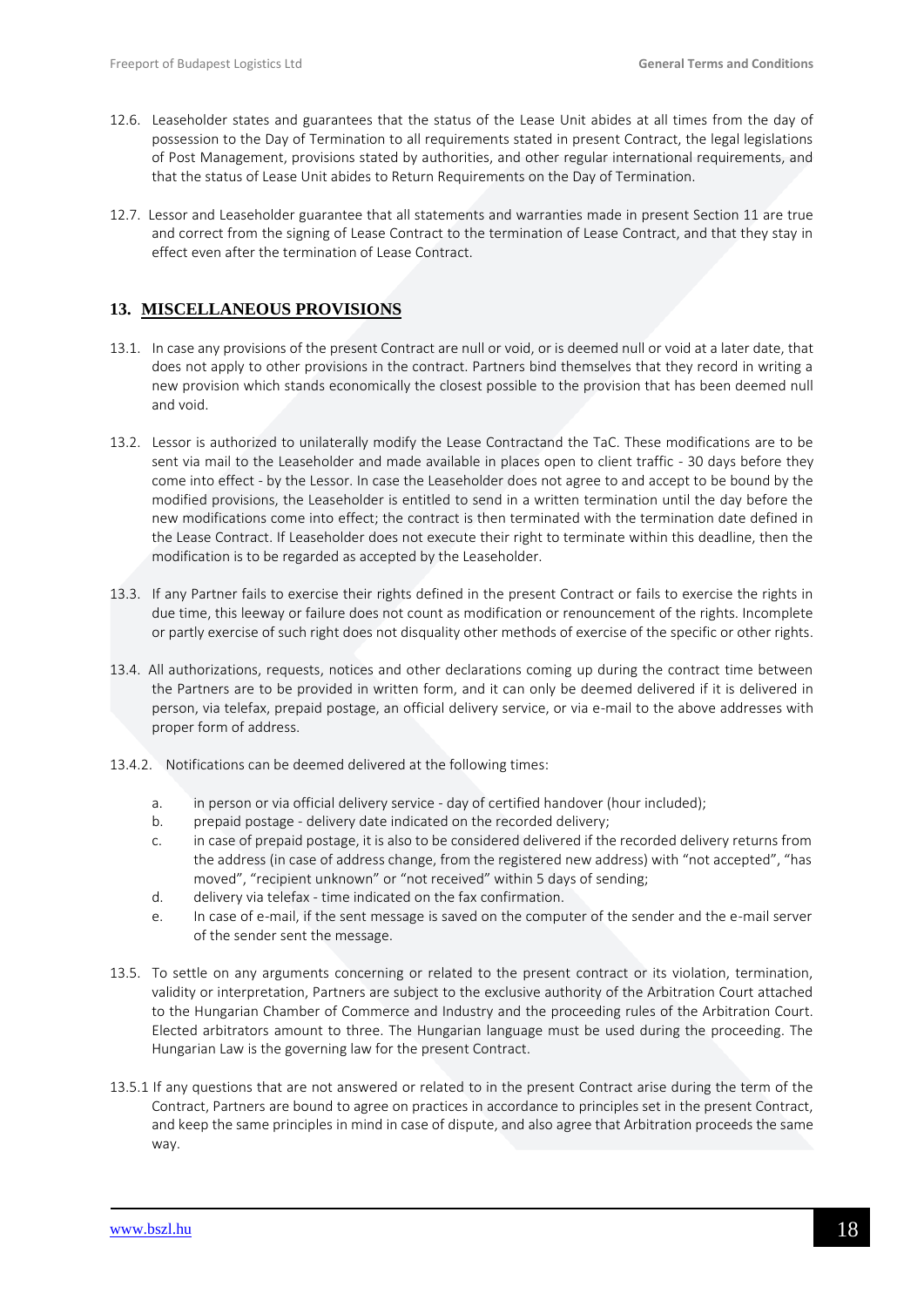12.6. Leaseholder states and guarantees that the status of the Lease Unit abides at all times from the day of possession to the Day of Termination to all requirements stated in present Contract, the legal legislations of Post Management, provisions stated by authorities, and other regular international requirements, and that the status of Lease Unit abides to Return Requirements on the Day of Termination.

12.7. Lessor and Leaseholder guarantee that all statements and warranties made in present Section 11 are true and correct from the signing of Lease Contract to the termination of Lease Contract, and that they stay in effect even after the termination of Lease Contract.

## 13. MISCELLANEOUS PROVISIONS

13.1. In case any provisions of the present Contract are null or void, or is deemed null or void at a later date, that does not apply to other provisions in the contract. Partners bind themselves that they record in writing a new provision which stands economically the closest possible to the provision that has been deemed null and void.

13.2. Lessor is authorized to unilaterally modify the Lease Contractand the TaC. These modifications are to be sent via mail to the Leaseholder and made available in places open to client traffic - 30 days before they come into effect - by the Lessor. In case the Leaseholder does not agree to and accept to be bound by the modified provisions, the Leaseholder is entitled to send in a written termination until the day before the new modifications come into effect; the contract is then terminated with the termination date defined in the Lease Contract. If Leaseholder does not execute their right to terminate within this deadline, then the modification is to be regarded as accepted by the Leaseholder.

13.3. If any Partner fails to exercise their rights defined in the present Contract or fails to exercise the rights in due time, this leeway or failure does not count as modification or renouncement of the rights. Incomplete or partly exercise of such right does not disquality other methods of exercise of the specific or other rights.

13.4. All authorizations, requests, notices and other declarations coming up during the contract time between the Partners are to be provided in written form, and it can only be deemed delivered if it is delivered in person, via telefax, prepaid postage, an official delivery service, or via e-mail to the above addresses with proper form of address.

13.4.2. Notifications can be deemed delivered at the following times:

a. in person or via official delivery service - day of certified handover (hour included);
b. prepaid postage - delivery date indicated on the recorded delivery;
c. in case of prepaid postage, it is also to be considered delivered if the recorded delivery returns from the address (in case of address change, from the registered new address) with "not accepted", "has moved", "recipient unknown" or "not received" within 5 days of sending;
d. delivery via telefax - time indicated on the fax confirmation.
e. In case of e-mail, if the sent message is saved on the computer of the sender and the e-mail server of the sender sent the message.

13.5. To settle on any arguments concerning or related to the present contract or its violation, termination, validity or interpretation, Partners are subject to the exclusive authority of the Arbitration Court attached to the Hungarian Chamber of Commerce and Industry and the proceeding rules of the Arbitration Court. Elected arbitrators amount to three. The Hungarian language must be used during the proceeding. The Hungarian Law is the governing law for the present Contract.

13.5.1 If any questions that are not answered or related to in the present Contract arise during the term of the Contract, Partners are bound to agree on practices in accordance to principles set in the present Contract, and keep the same principles in mind in case of dispute, and also agree that Arbitration proceeds the same way.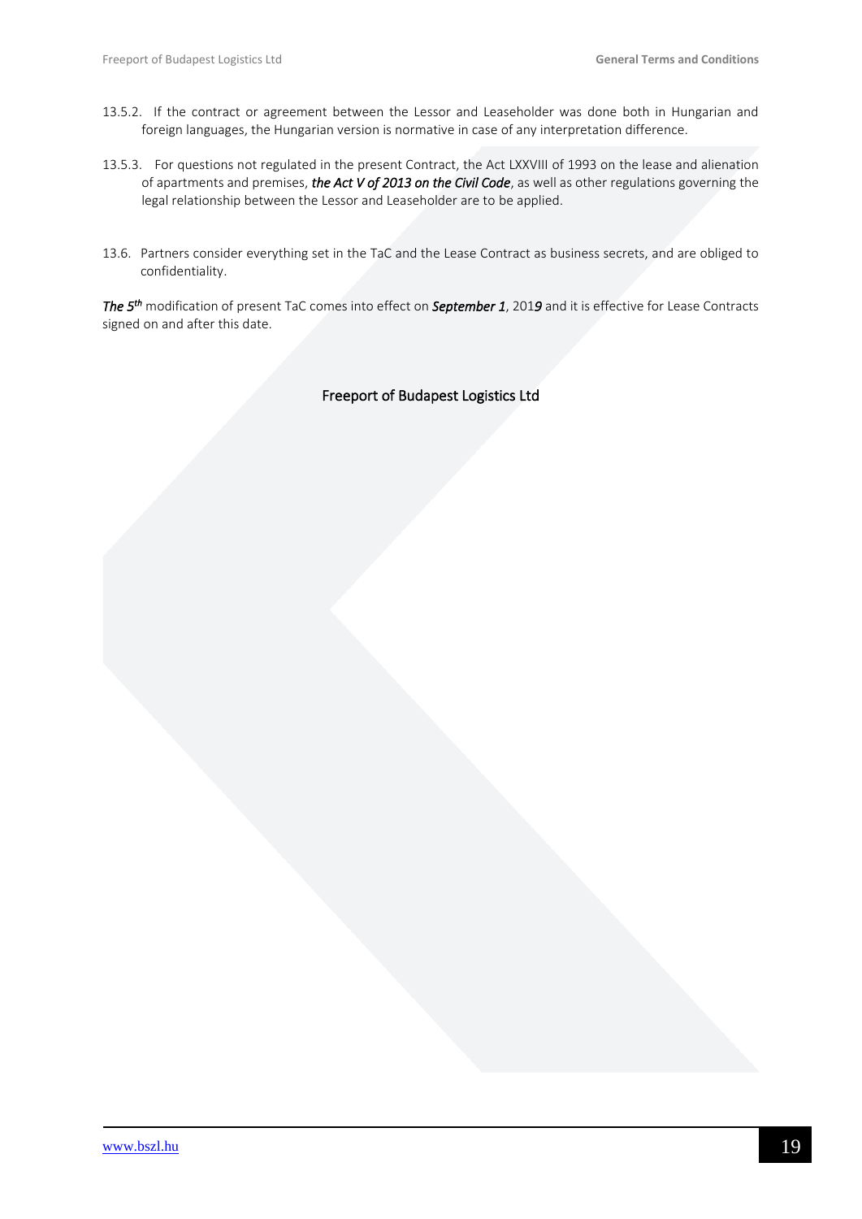13.5.2. If the contract or agreement between the Lessor and Leaseholder was done both in Hungarian and foreign languages, the Hungarian version is normative in case of any interpretation difference.

13.5.3. For questions not regulated in the present Contract, the Act LXXVIII of 1993 on the lease and alienation of apartments and premises, ***the Act V of 2013 on the Civil Code***, as well as other regulations governing the legal relationship between the Lessor and Leaseholder are to be applied.

13.6. Partners consider everything set in the TaC and the Lease Contract as business secrets, and are obliged to confidentiality.

***The 5th*** modification of present TaC comes into effect on ***September 1***, 201***9*** and it is effective for Lease Contracts signed on and after this date.

Freeport of Budapest Logistics Ltd